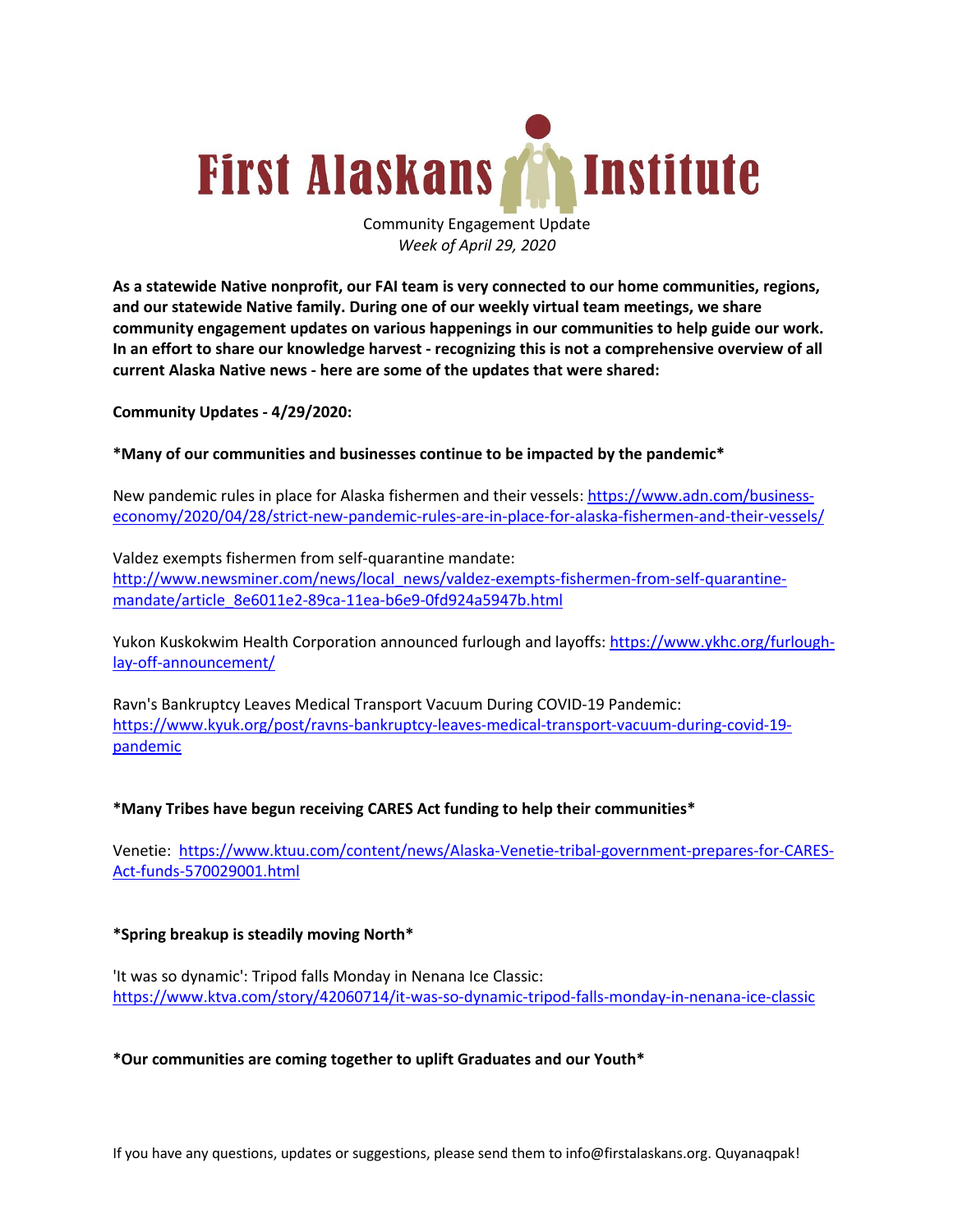# First Alaskans Institute

Community Engagement Update
*Week of April 29, 2020*

**As a statewide Native nonprofit, our FAI team is very connected to our home communities, regions, and our statewide Native family. During one of our weekly virtual team meetings, we share community engagement updates on various happenings in our communities to help guide our work. In an effort to share our knowledge harvest - recognizing this is not a comprehensive overview of all current Alaska Native news - here are some of the updates that were shared:**

**Community Updates - 4/29/2020:**

**\*Many of our communities and businesses continue to be impacted by the pandemic\***

New pandemic rules in place for Alaska fishermen and their vessels: https://www.adn.com/business-economy/2020/04/28/strict-new-pandemic-rules-are-in-place-for-alaska-fishermen-and-their-vessels/

Valdez exempts fishermen from self-quarantine mandate: http://www.newsminer.com/news/local_news/valdez-exempts-fishermen-from-self-quarantine-mandate/article_8e6011e2-89ca-11ea-b6e9-0fd924a5947b.html

Yukon Kuskokwim Health Corporation announced furlough and layoffs: https://www.ykhc.org/furlough-lay-off-announcement/

Ravn's Bankruptcy Leaves Medical Transport Vacuum During COVID-19 Pandemic: https://www.kyuk.org/post/ravns-bankruptcy-leaves-medical-transport-vacuum-during-covid-19-pandemic

**\*Many Tribes have begun receiving CARES Act funding to help their communities\***

Venetie: https://www.ktuu.com/content/news/Alaska-Venetie-tribal-government-prepares-for-CARES-Act-funds-570029001.html

**\*Spring breakup is steadily moving North\***

'It was so dynamic': Tripod falls Monday in Nenana Ice Classic: https://www.ktva.com/story/42060714/it-was-so-dynamic-tripod-falls-monday-in-nenana-ice-classic

**\*Our communities are coming together to uplift Graduates and our Youth\***

If you have any questions, updates or suggestions, please send them to info@firstalaskans.org. Quyanaqpak!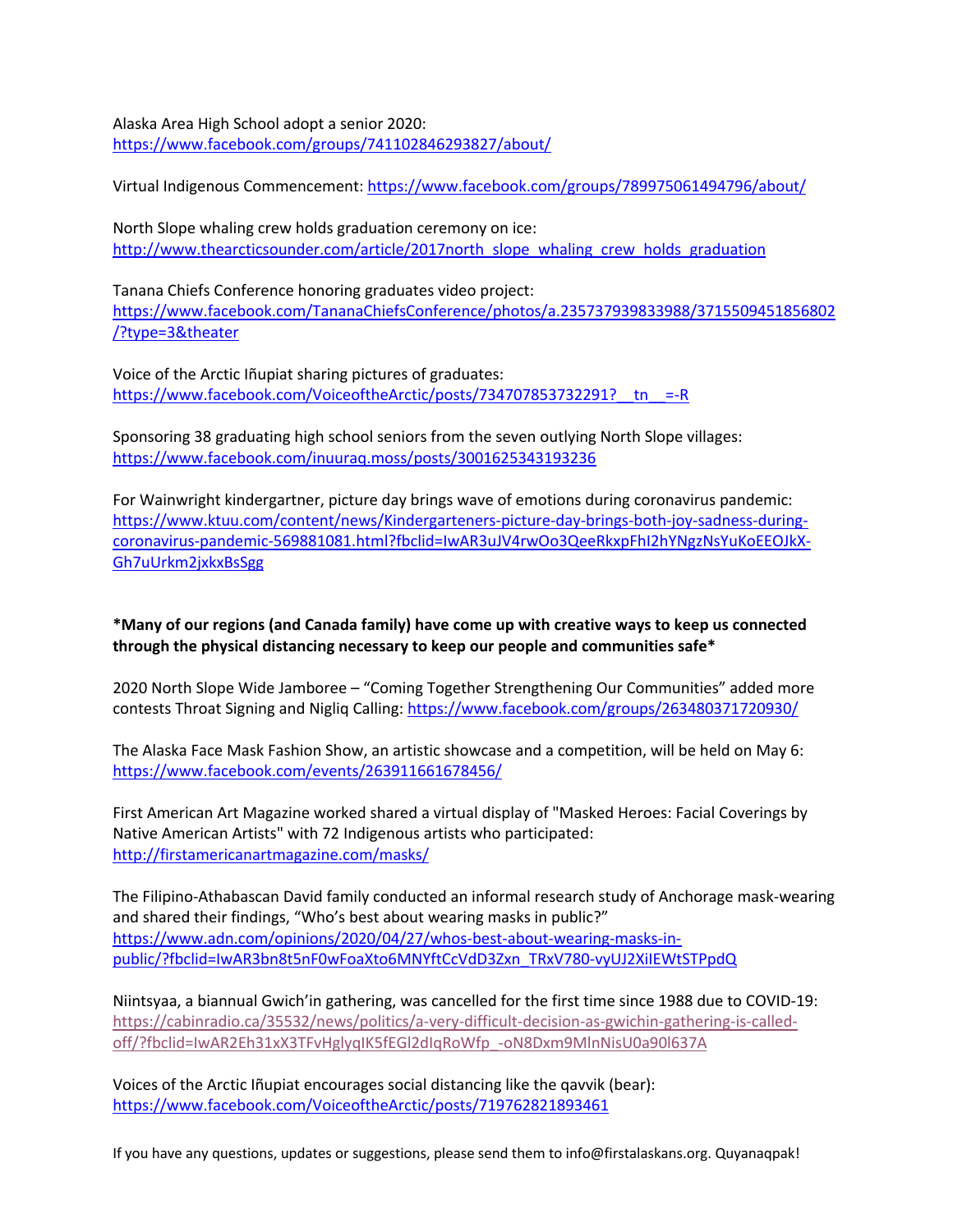Alaska Area High School adopt a senior 2020:
https://www.facebook.com/groups/741102846293827/about/

Virtual Indigenous Commencement: https://www.facebook.com/groups/789975061494796/about/

North Slope whaling crew holds graduation ceremony on ice:
http://www.thearcticsounder.com/article/2017north_slope_whaling_crew_holds_graduation

Tanana Chiefs Conference honoring graduates video project:
https://www.facebook.com/TananaChiefsConference/photos/a.235737939833988/3715509451856802/?type=3&theater

Voice of the Arctic Iñupiat sharing pictures of graduates:
https://www.facebook.com/VoiceoftheArctic/posts/734707853732291?__tn__=-R

Sponsoring 38 graduating high school seniors from the seven outlying North Slope villages:
https://www.facebook.com/inuuraq.moss/posts/3001625343193236

For Wainwright kindergartner, picture day brings wave of emotions during coronavirus pandemic:
https://www.ktuu.com/content/news/Kindergarteners-picture-day-brings-both-joy-sadness-during-coronavirus-pandemic-569881081.html?fbclid=IwAR3uJV4rwOo3QeeRkxpFhI2hYNgzNsYuKoEEOJkX-Gh7uUrkm2jxkxBsSgg

**\*Many of our regions (and Canada family) have come up with creative ways to keep us connected through the physical distancing necessary to keep our people and communities safe\***

2020 North Slope Wide Jamboree – "Coming Together Strengthening Our Communities" added more contests Throat Signing and Nigliq Calling: https://www.facebook.com/groups/263480371720930/

The Alaska Face Mask Fashion Show, an artistic showcase and a competition, will be held on May 6:
https://www.facebook.com/events/263911661678456/

First American Art Magazine worked shared a virtual display of "Masked Heroes: Facial Coverings by Native American Artists" with 72 Indigenous artists who participated:
http://firstamericanartmagazine.com/masks/

The Filipino-Athabascan David family conducted an informal research study of Anchorage mask-wearing and shared their findings, "Who's best about wearing masks in public?"
https://www.adn.com/opinions/2020/04/27/whos-best-about-wearing-masks-in-public/?fbclid=IwAR3bn8t5nF0wFoaXto6MNYftCcVdD3Zxn_TRxV780-vyUJ2XiIEWtSTPpdQ

Niintsyaa, a biannual Gwich'in gathering, was cancelled for the first time since 1988 due to COVID-19:
https://cabinradio.ca/35532/news/politics/a-very-difficult-decision-as-gwichin-gathering-is-called-off/?fbclid=IwAR2Eh31xX3TFvHglyqIK5fEGl2dIqRoWfp_-oN8Dxm9MlnNisU0a90l637A

Voices of the Arctic Iñupiat encourages social distancing like the qavvik (bear):
https://www.facebook.com/VoiceoftheArctic/posts/719762821893461

If you have any questions, updates or suggestions, please send them to info@firstalaskans.org. Quyanaqpak!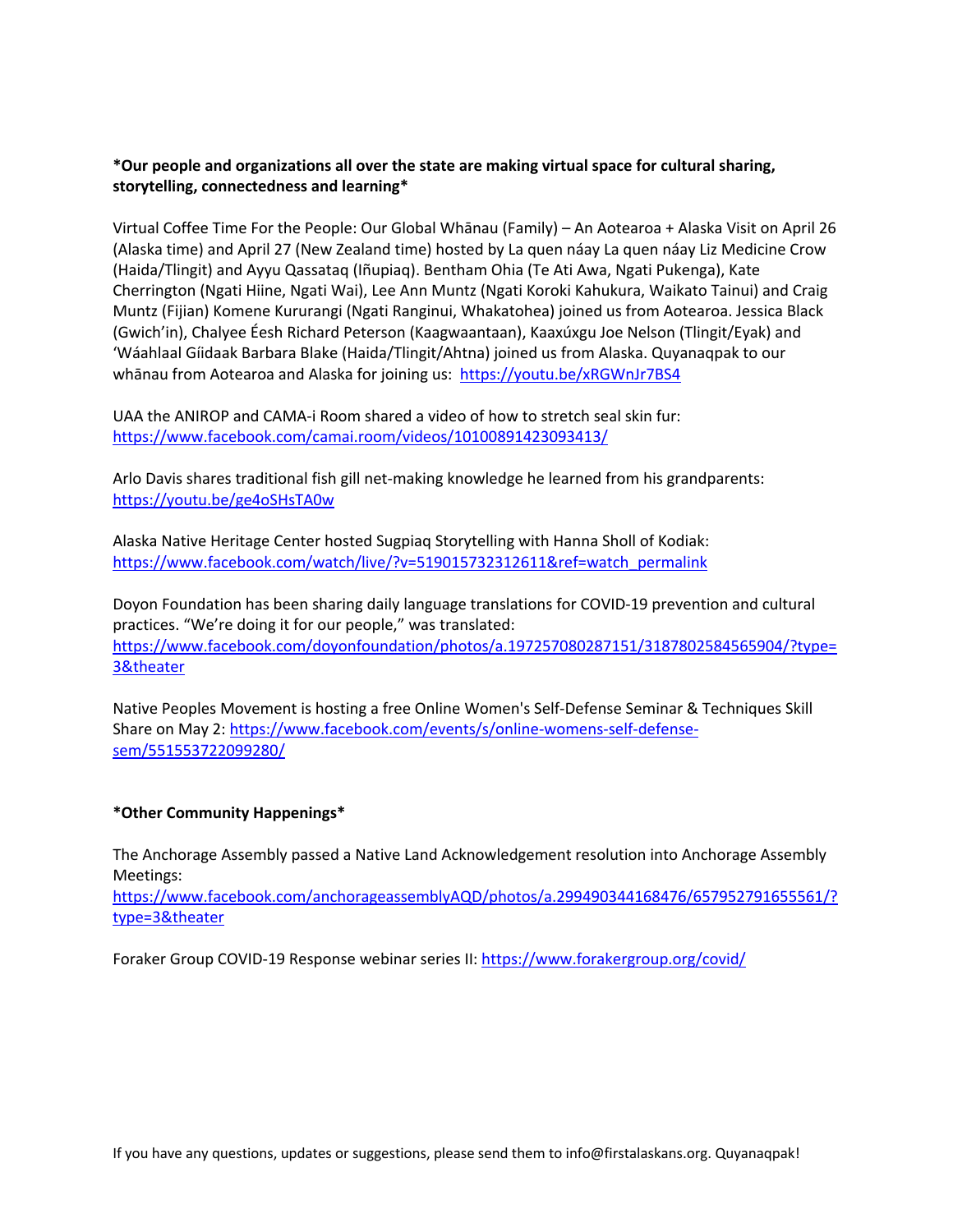**\*Our people and organizations all over the state are making virtual space for cultural sharing, storytelling, connectedness and learning\***

Virtual Coffee Time For the People: Our Global Whānau (Family) – An Aotearoa + Alaska Visit on April 26 (Alaska time) and April 27 (New Zealand time) hosted by La quen náay La quen náay Liz Medicine Crow (Haida/Tlingit) and Ayyu Qassataq (Iñupiaq). Bentham Ohia (Te Ati Awa, Ngati Pukenga), Kate Cherrington (Ngati Hiine, Ngati Wai), Lee Ann Muntz (Ngati Koroki Kahukura, Waikato Tainui) and Craig Muntz (Fijian) Komene Kururangi (Ngati Ranginui, Whakatohea) joined us from Aotearoa. Jessica Black (Gwich'in), Chalyee Éesh Richard Peterson (Kaagwaantaan), Kaaxúxgu Joe Nelson (Tlingit/Eyak) and 'Wáahlaal Gíidaak Barbara Blake (Haida/Tlingit/Ahtna) joined us from Alaska. Quyanaqpak to our whānau from Aotearoa and Alaska for joining us: https://youtu.be/xRGWnJr7BS4

UAA the ANIROP and CAMA-i Room shared a video of how to stretch seal skin fur: https://www.facebook.com/camai.room/videos/10100891423093413/

Arlo Davis shares traditional fish gill net-making knowledge he learned from his grandparents: https://youtu.be/ge4oSHsTA0w

Alaska Native Heritage Center hosted Sugpiaq Storytelling with Hanna Sholl of Kodiak: https://www.facebook.com/watch/live/?v=519015732312611&ref=watch_permalink

Doyon Foundation has been sharing daily language translations for COVID-19 prevention and cultural practices. "We're doing it for our people," was translated: https://www.facebook.com/doyonfoundation/photos/a.197257080287151/3187802584565904/?type=3&theater

Native Peoples Movement is hosting a free Online Women's Self-Defense Seminar & Techniques Skill Share on May 2: https://www.facebook.com/events/s/online-womens-self-defense-sem/551553722099280/

**\*Other Community Happenings\***

The Anchorage Assembly passed a Native Land Acknowledgement resolution into Anchorage Assembly Meetings: https://www.facebook.com/anchorageassemblyAQD/photos/a.299490344168476/657952791655561/?type=3&theater

Foraker Group COVID-19 Response webinar series II: https://www.forakergroup.org/covid/

If you have any questions, updates or suggestions, please send them to info@firstalaskans.org. Quyanaqpak!